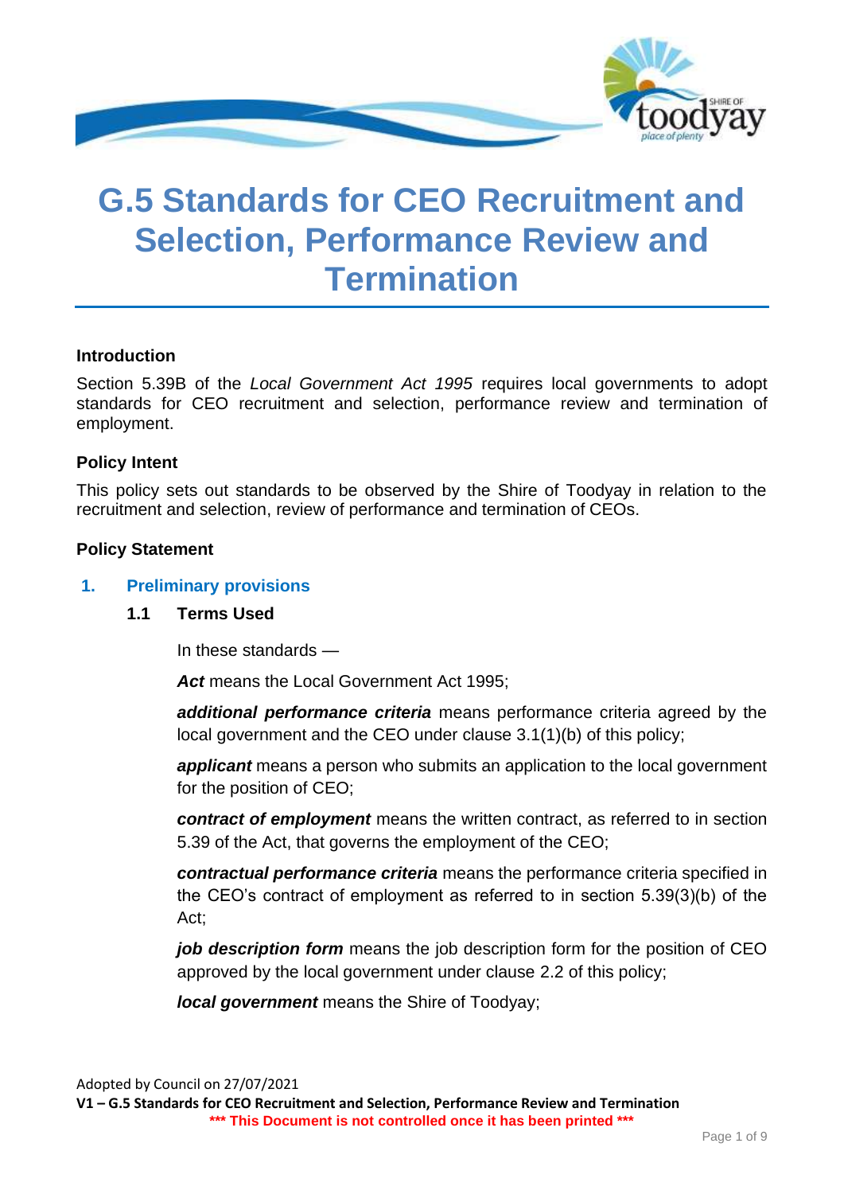# G.5 Standards for CEO Recruitment and Selection, Performance Review and Termination

### Introduction

Section 5.39B of the *Local Government Act 1995* requires local governments to adopt standards for CEO recruitment and selection, performance review and termination of employment.

### Policy Intent

This policy sets out standards to be observed by the Shire of Toodyay in relation to the recruitment and selection, review of performance and termination of CEOs.

### Policy Statement

## 1. Preliminary provisions

### 1.1 Terms Used

In these standards —

***Act*** means the Local Government Act 1995;

***additional performance criteria*** means performance criteria agreed by the local government and the CEO under clause 3.1(1)(b) of this policy;

***applicant*** means a person who submits an application to the local government for the position of CEO;

***contract of employment*** means the written contract, as referred to in section 5.39 of the Act, that governs the employment of the CEO;

***contractual performance criteria*** means the performance criteria specified in the CEO's contract of employment as referred to in section 5.39(3)(b) of the Act;

***job description form*** means the job description form for the position of CEO approved by the local government under clause 2.2 of this policy;

***local government*** means the Shire of Toodyay;

Adopted by Council on 27/07/2021

**V1 – G.5 Standards for CEO Recruitment and Selection, Performance Review and Termination**

**\*\*\* This Document is not controlled once it has been printed \*\*\***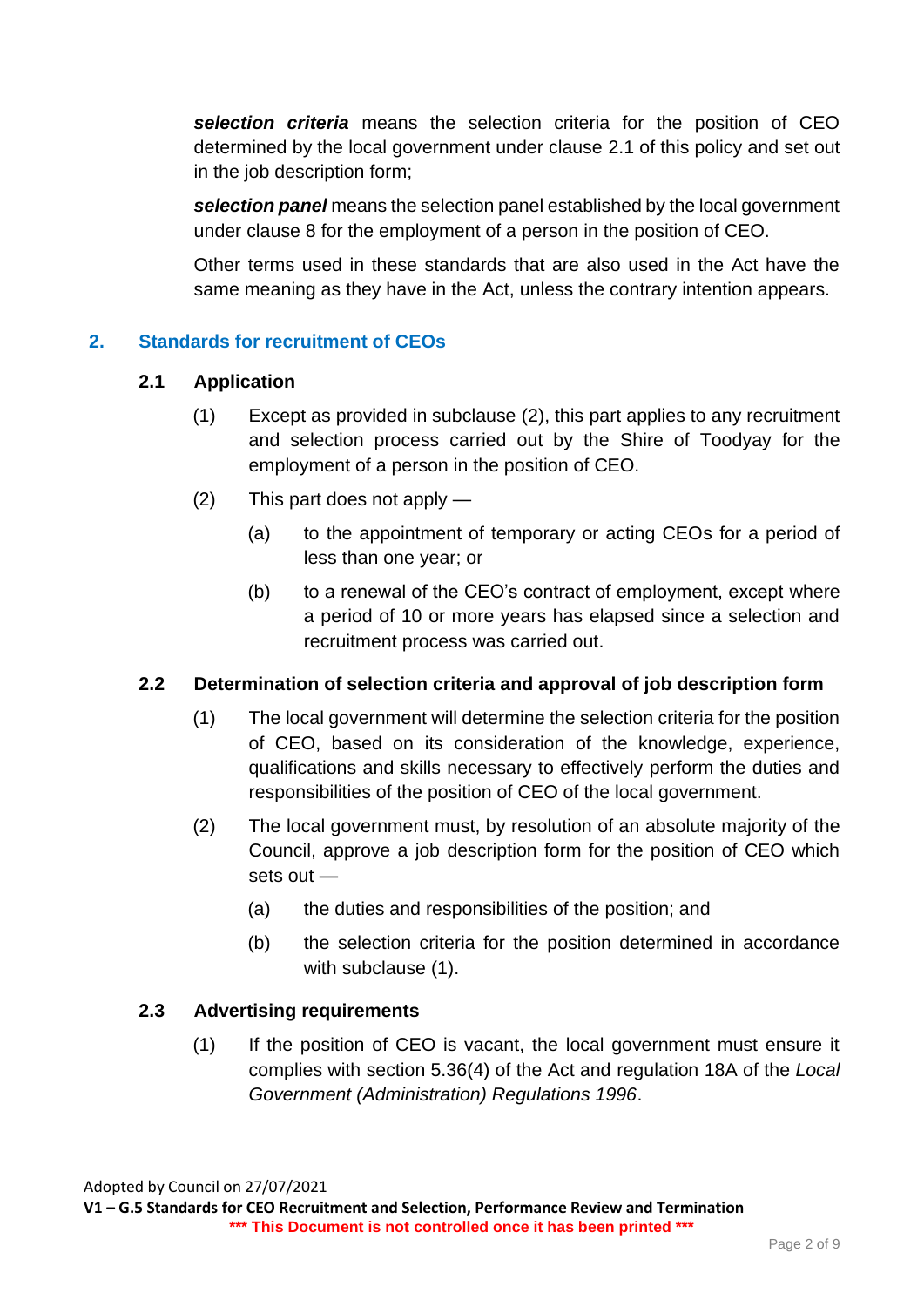***selection criteria*** means the selection criteria for the position of CEO determined by the local government under clause 2.1 of this policy and set out in the job description form;

***selection panel*** means the selection panel established by the local government under clause 8 for the employment of a person in the position of CEO.

Other terms used in these standards that are also used in the Act have the same meaning as they have in the Act, unless the contrary intention appears.

## 2. Standards for recruitment of CEOs

### 2.1 Application

(1) Except as provided in subclause (2), this part applies to any recruitment and selection process carried out by the Shire of Toodyay for the employment of a person in the position of CEO.

(2) This part does not apply —

(a) to the appointment of temporary or acting CEOs for a period of less than one year; or

(b) to a renewal of the CEO's contract of employment, except where a period of 10 or more years has elapsed since a selection and recruitment process was carried out.

### 2.2 Determination of selection criteria and approval of job description form

(1) The local government will determine the selection criteria for the position of CEO, based on its consideration of the knowledge, experience, qualifications and skills necessary to effectively perform the duties and responsibilities of the position of CEO of the local government.

(2) The local government must, by resolution of an absolute majority of the Council, approve a job description form for the position of CEO which sets out —

(a) the duties and responsibilities of the position; and

(b) the selection criteria for the position determined in accordance with subclause (1).

### 2.3 Advertising requirements

(1) If the position of CEO is vacant, the local government must ensure it complies with section 5.36(4) of the Act and regulation 18A of the *Local Government (Administration) Regulations 1996*.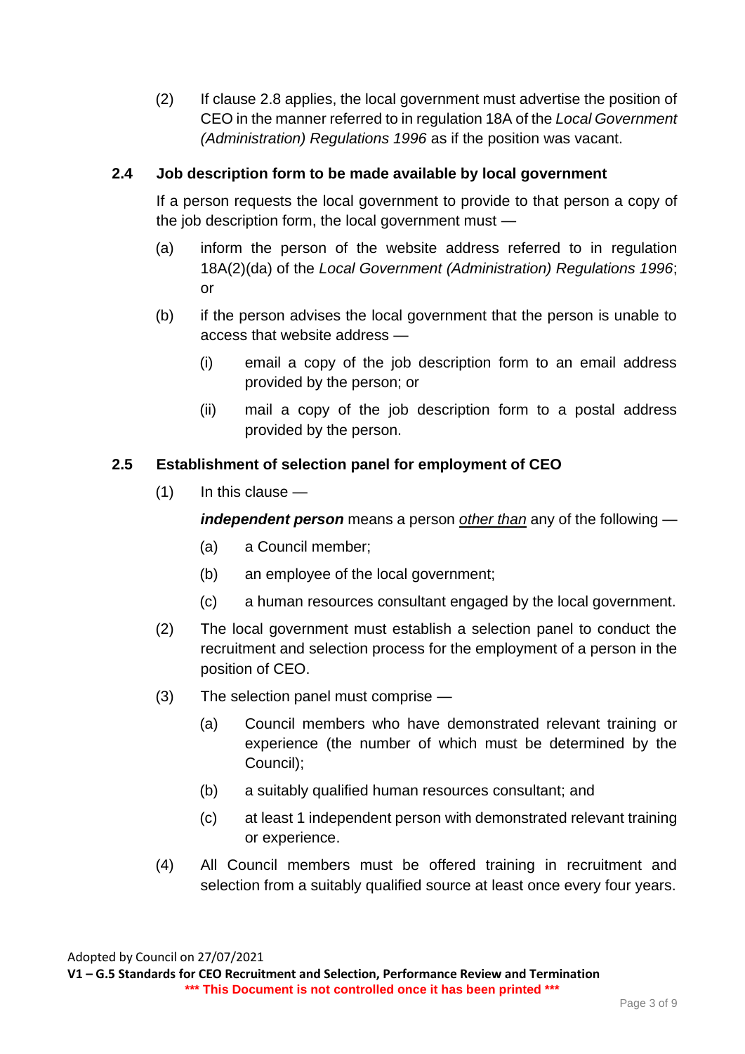(2) If clause 2.8 applies, the local government must advertise the position of CEO in the manner referred to in regulation 18A of the *Local Government (Administration) Regulations 1996* as if the position was vacant.

### 2.4 Job description form to be made available by local government

If a person requests the local government to provide to that person a copy of the job description form, the local government must —

(a) inform the person of the website address referred to in regulation 18A(2)(da) of the *Local Government (Administration) Regulations 1996*; or

(b) if the person advises the local government that the person is unable to access that website address —

(i) email a copy of the job description form to an email address provided by the person; or

(ii) mail a copy of the job description form to a postal address provided by the person.

### 2.5 Establishment of selection panel for employment of CEO

(1) In this clause —

***independent person*** means a person *other than* any of the following —

(a) a Council member;

(b) an employee of the local government;

(c) a human resources consultant engaged by the local government.

(2) The local government must establish a selection panel to conduct the recruitment and selection process for the employment of a person in the position of CEO.

(3) The selection panel must comprise —

(a) Council members who have demonstrated relevant training or experience (the number of which must be determined by the Council);

(b) a suitably qualified human resources consultant; and

(c) at least 1 independent person with demonstrated relevant training or experience.

(4) All Council members must be offered training in recruitment and selection from a suitably qualified source at least once every four years.

Adopted by Council on 27/07/2021

**V1 – G.5 Standards for CEO Recruitment and Selection, Performance Review and Termination**

**\*\*\* This Document is not controlled once it has been printed \*\*\***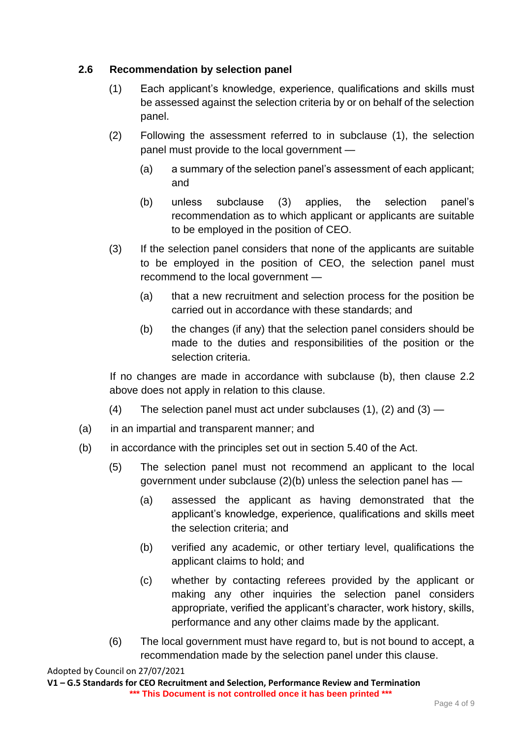### 2.6 Recommendation by selection panel

(1) Each applicant's knowledge, experience, qualifications and skills must be assessed against the selection criteria by or on behalf of the selection panel.

(2) Following the assessment referred to in subclause (1), the selection panel must provide to the local government —

(a) a summary of the selection panel's assessment of each applicant; and

(b) unless subclause (3) applies, the selection panel's recommendation as to which applicant or applicants are suitable to be employed in the position of CEO.

(3) If the selection panel considers that none of the applicants are suitable to be employed in the position of CEO, the selection panel must recommend to the local government —

(a) that a new recruitment and selection process for the position be carried out in accordance with these standards; and

(b) the changes (if any) that the selection panel considers should be made to the duties and responsibilities of the position or the selection criteria.

If no changes are made in accordance with subclause (b), then clause 2.2 above does not apply in relation to this clause.

(4) The selection panel must act under subclauses (1), (2) and (3) —

(a) in an impartial and transparent manner; and

(b) in accordance with the principles set out in section 5.40 of the Act.

(5) The selection panel must not recommend an applicant to the local government under subclause (2)(b) unless the selection panel has —

(a) assessed the applicant as having demonstrated that the applicant's knowledge, experience, qualifications and skills meet the selection criteria; and

(b) verified any academic, or other tertiary level, qualifications the applicant claims to hold; and

(c) whether by contacting referees provided by the applicant or making any other inquiries the selection panel considers appropriate, verified the applicant's character, work history, skills, performance and any other claims made by the applicant.

(6) The local government must have regard to, but is not bound to accept, a recommendation made by the selection panel under this clause.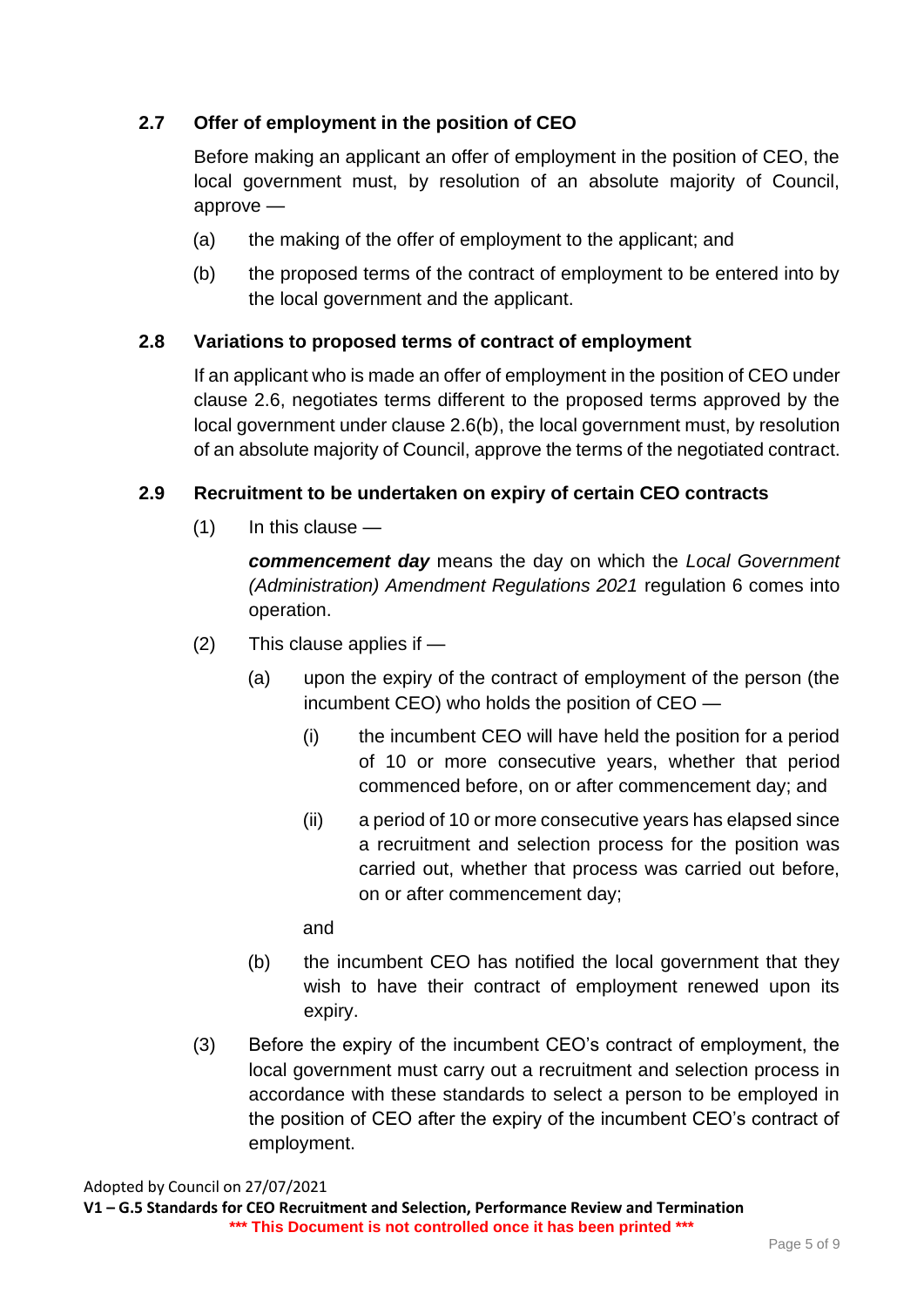### 2.7 Offer of employment in the position of CEO

Before making an applicant an offer of employment in the position of CEO, the local government must, by resolution of an absolute majority of Council, approve —

(a) the making of the offer of employment to the applicant; and

(b) the proposed terms of the contract of employment to be entered into by the local government and the applicant.

### 2.8 Variations to proposed terms of contract of employment

If an applicant who is made an offer of employment in the position of CEO under clause 2.6, negotiates terms different to the proposed terms approved by the local government under clause 2.6(b), the local government must, by resolution of an absolute majority of Council, approve the terms of the negotiated contract.

### 2.9 Recruitment to be undertaken on expiry of certain CEO contracts

(1) In this clause —

***commencement day*** means the day on which the *Local Government (Administration) Amendment Regulations 2021* regulation 6 comes into operation.

(2) This clause applies if —

(a) upon the expiry of the contract of employment of the person (the incumbent CEO) who holds the position of CEO —

(i) the incumbent CEO will have held the position for a period of 10 or more consecutive years, whether that period commenced before, on or after commencement day; and

(ii) a period of 10 or more consecutive years has elapsed since a recruitment and selection process for the position was carried out, whether that process was carried out before, on or after commencement day;

and

(b) the incumbent CEO has notified the local government that they wish to have their contract of employment renewed upon its expiry.

(3) Before the expiry of the incumbent CEO's contract of employment, the local government must carry out a recruitment and selection process in accordance with these standards to select a person to be employed in the position of CEO after the expiry of the incumbent CEO's contract of employment.

Adopted by Council on 27/07/2021

**V1 – G.5 Standards for CEO Recruitment and Selection, Performance Review and Termination**

**\*\*\* This Document is not controlled once it has been printed \*\*\***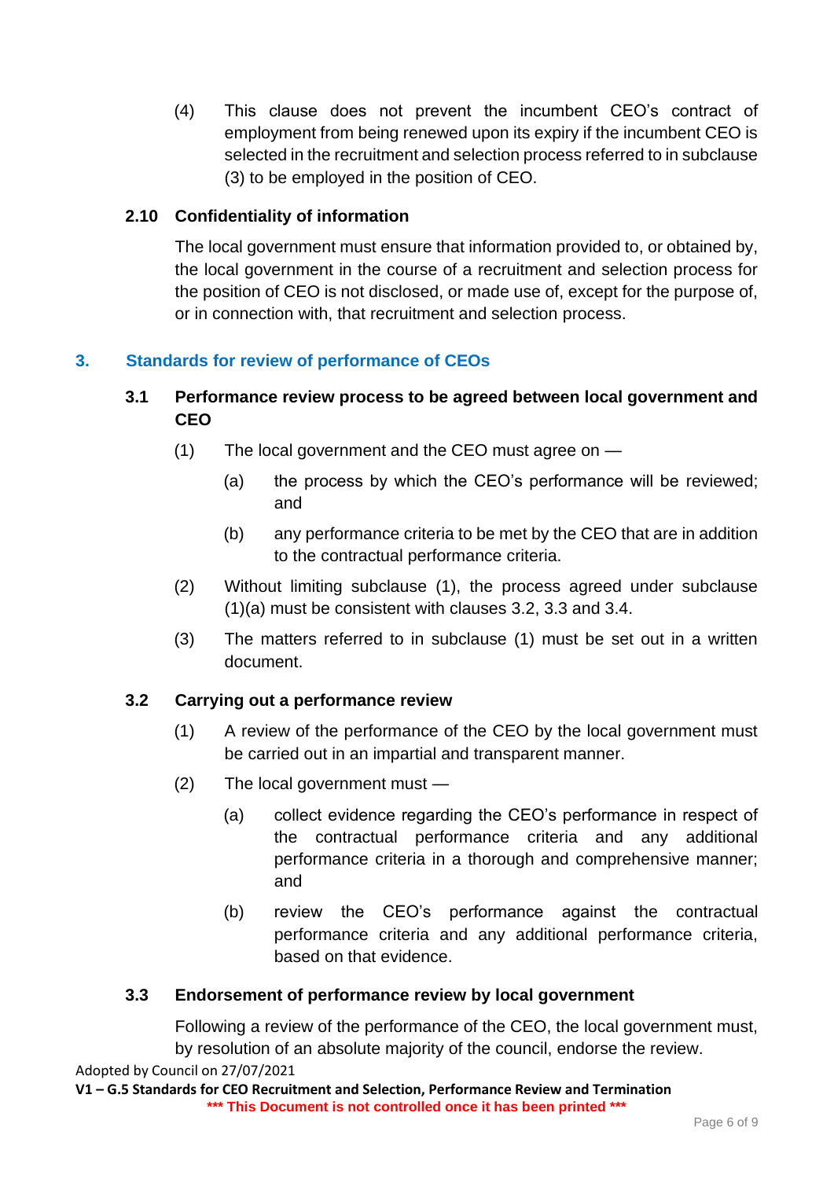(4) This clause does not prevent the incumbent CEO's contract of employment from being renewed upon its expiry if the incumbent CEO is selected in the recruitment and selection process referred to in subclause (3) to be employed in the position of CEO.

### 2.10 Confidentiality of information

The local government must ensure that information provided to, or obtained by, the local government in the course of a recruitment and selection process for the position of CEO is not disclosed, or made use of, except for the purpose of, or in connection with, that recruitment and selection process.

## 3. Standards for review of performance of CEOs

### 3.1 Performance review process to be agreed between local government and CEO

(1) The local government and the CEO must agree on —

(a) the process by which the CEO's performance will be reviewed; and

(b) any performance criteria to be met by the CEO that are in addition to the contractual performance criteria.

(2) Without limiting subclause (1), the process agreed under subclause (1)(a) must be consistent with clauses 3.2, 3.3 and 3.4.

(3) The matters referred to in subclause (1) must be set out in a written document.

### 3.2 Carrying out a performance review

(1) A review of the performance of the CEO by the local government must be carried out in an impartial and transparent manner.

(2) The local government must —

(a) collect evidence regarding the CEO's performance in respect of the contractual performance criteria and any additional performance criteria in a thorough and comprehensive manner; and

(b) review the CEO's performance against the contractual performance criteria and any additional performance criteria, based on that evidence.

### 3.3 Endorsement of performance review by local government

Following a review of the performance of the CEO, the local government must, by resolution of an absolute majority of the council, endorse the review.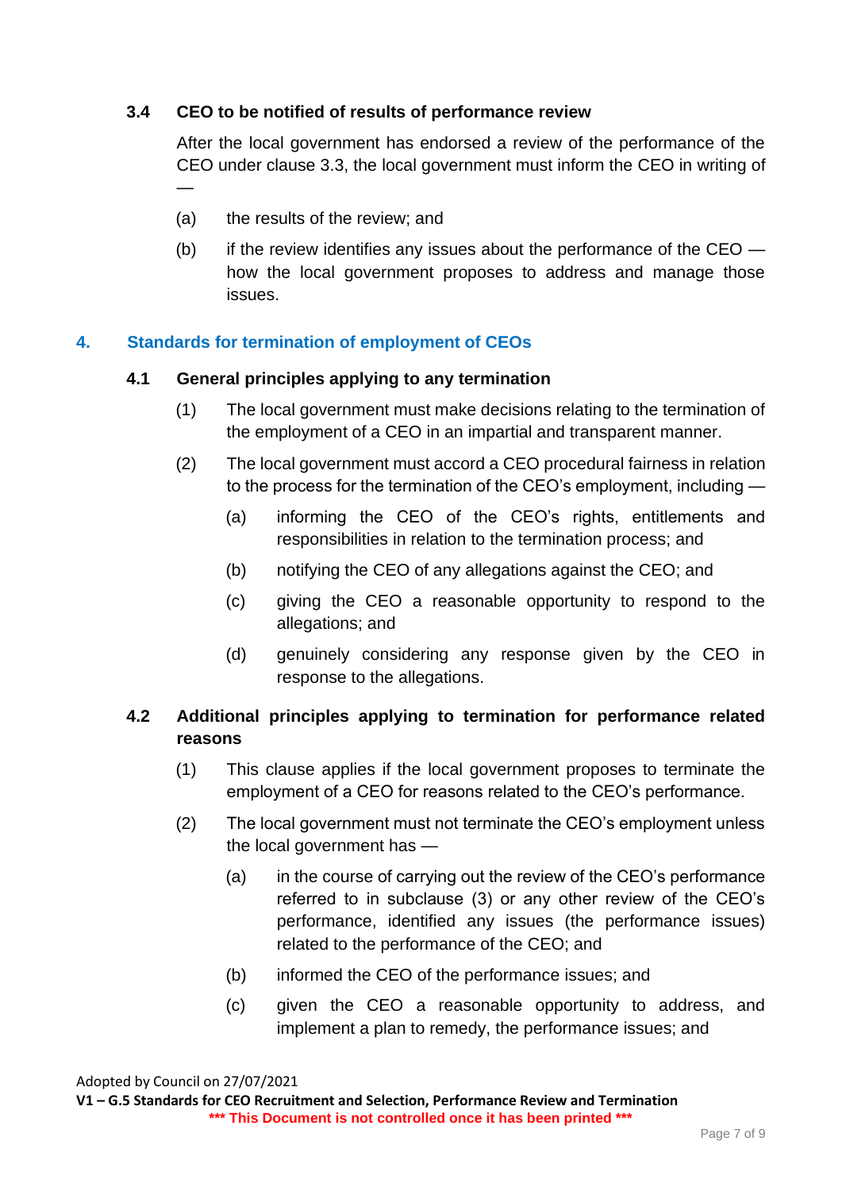### 3.4 CEO to be notified of results of performance review

After the local government has endorsed a review of the performance of the CEO under clause 3.3, the local government must inform the CEO in writing of —

(a) the results of the review; and

(b) if the review identifies any issues about the performance of the CEO — how the local government proposes to address and manage those issues.

## 4. Standards for termination of employment of CEOs

### 4.1 General principles applying to any termination

(1) The local government must make decisions relating to the termination of the employment of a CEO in an impartial and transparent manner.

(2) The local government must accord a CEO procedural fairness in relation to the process for the termination of the CEO's employment, including —

(a) informing the CEO of the CEO's rights, entitlements and responsibilities in relation to the termination process; and

(b) notifying the CEO of any allegations against the CEO; and

(c) giving the CEO a reasonable opportunity to respond to the allegations; and

(d) genuinely considering any response given by the CEO in response to the allegations.

### 4.2 Additional principles applying to termination for performance related reasons

(1) This clause applies if the local government proposes to terminate the employment of a CEO for reasons related to the CEO's performance.

(2) The local government must not terminate the CEO's employment unless the local government has —

(a) in the course of carrying out the review of the CEO's performance referred to in subclause (3) or any other review of the CEO's performance, identified any issues (the performance issues) related to the performance of the CEO; and

(b) informed the CEO of the performance issues; and

(c) given the CEO a reasonable opportunity to address, and implement a plan to remedy, the performance issues; and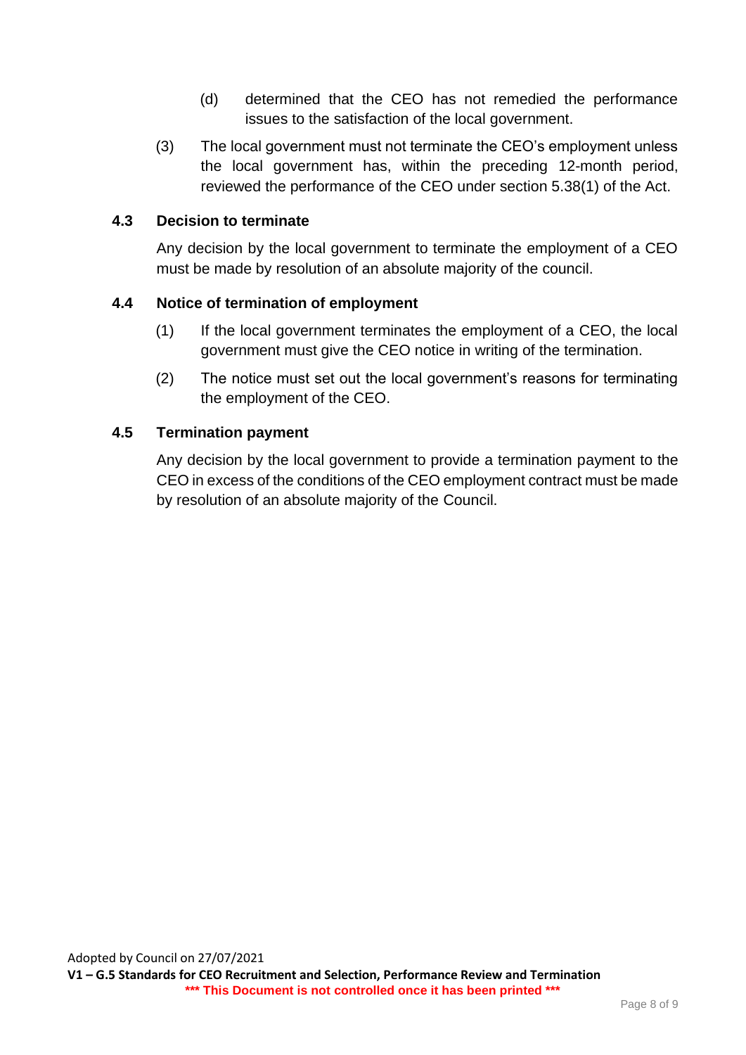(d) determined that the CEO has not remedied the performance issues to the satisfaction of the local government.

(3) The local government must not terminate the CEO's employment unless the local government has, within the preceding 12-month period, reviewed the performance of the CEO under section 5.38(1) of the Act.

### 4.3 Decision to terminate

Any decision by the local government to terminate the employment of a CEO must be made by resolution of an absolute majority of the council.

### 4.4 Notice of termination of employment

(1) If the local government terminates the employment of a CEO, the local government must give the CEO notice in writing of the termination.

(2) The notice must set out the local government's reasons for terminating the employment of the CEO.

### 4.5 Termination payment

Any decision by the local government to provide a termination payment to the CEO in excess of the conditions of the CEO employment contract must be made by resolution of an absolute majority of the Council.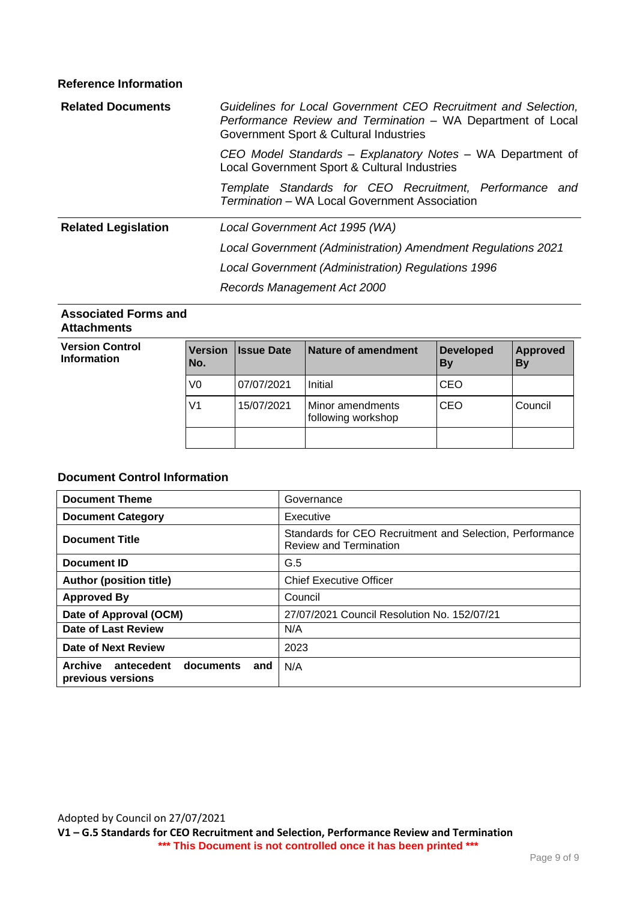### Reference Information

| | |
|---|---|
| **Related Documents** | *Guidelines for Local Government CEO Recruitment and Selection, Performance Review and Termination* – WA Department of Local Government Sport & Cultural Industries<br>*CEO Model Standards – Explanatory Notes* – WA Department of Local Government Sport & Cultural Industries<br>*Template Standards for CEO Recruitment, Performance and Termination* – WA Local Government Association |
| **Related Legislation** | *Local Government Act 1995 (WA)*<br>*Local Government (Administration) Amendment Regulations 2021*<br>*Local Government (Administration) Regulations 1996*<br>*Records Management Act 2000* |
| **Associated Forms and Attachments** | |

**Version Control Information**

| Version No. | Issue Date | Nature of amendment | Developed By | Approved By |
|---|---|---|---|---|
| V0 | 07/07/2021 | Initial | CEO | |
| V1 | 15/07/2021 | Minor amendments following workshop | CEO | Council |
| | | | | |

### Document Control Information

| | |
|---|---|
| **Document Theme** | Governance |
| **Document Category** | Executive |
| **Document Title** | Standards for CEO Recruitment and Selection, Performance Review and Termination |
| **Document ID** | G.5 |
| **Author (position title)** | Chief Executive Officer |
| **Approved By** | Council |
| **Date of Approval (OCM)** | 27/07/2021 Council Resolution No. 152/07/21 |
| **Date of Last Review** | N/A |
| **Date of Next Review** | 2023 |
| **Archive antecedent documents and previous versions** | N/A |

Adopted by Council on 27/07/2021

**V1 – G.5 Standards for CEO Recruitment and Selection, Performance Review and Termination**

**\*\*\* This Document is not controlled once it has been printed \*\*\***